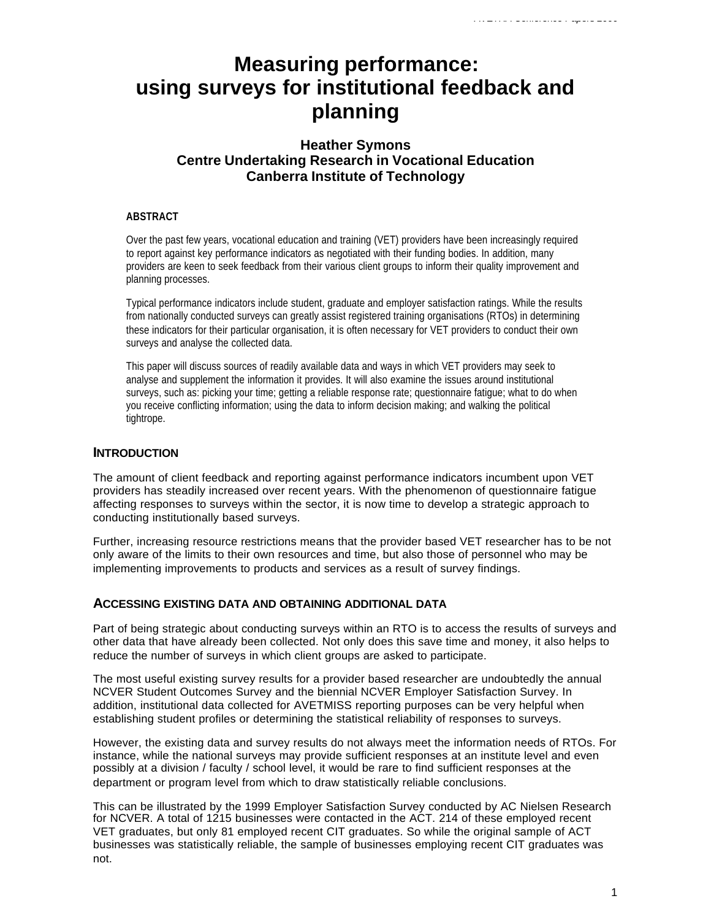# Measuring performance: using surveys for institutional feedback and planning

**Heather Symons**
**Centre Undertaking Research in Vocational Education**
**Canberra Institute of Technology**

### ABSTRACT

Over the past few years, vocational education and training (VET) providers have been increasingly required to report against key performance indicators as negotiated with their funding bodies. In addition, many providers are keen to seek feedback from their various client groups to inform their quality improvement and planning processes.

Typical performance indicators include student, graduate and employer satisfaction ratings. While the results from nationally conducted surveys can greatly assist registered training organisations (RTOs) in determining these indicators for their particular organisation, it is often necessary for VET providers to conduct their own surveys and analyse the collected data.

This paper will discuss sources of readily available data and ways in which VET providers may seek to analyse and supplement the information it provides. It will also examine the issues around institutional surveys, such as: picking your time; getting a reliable response rate; questionnaire fatigue; what to do when you receive conflicting information; using the data to inform decision making; and walking the political tightrope.

## INTRODUCTION

The amount of client feedback and reporting against performance indicators incumbent upon VET providers has steadily increased over recent years. With the phenomenon of questionnaire fatigue affecting responses to surveys within the sector, it is now time to develop a strategic approach to conducting institutionally based surveys.

Further, increasing resource restrictions means that the provider based VET researcher has to be not only aware of the limits to their own resources and time, but also those of personnel who may be implementing improvements to products and services as a result of survey findings.

## ACCESSING EXISTING DATA AND OBTAINING ADDITIONAL DATA

Part of being strategic about conducting surveys within an RTO is to access the results of surveys and other data that have already been collected. Not only does this save time and money, it also helps to reduce the number of surveys in which client groups are asked to participate.

The most useful existing survey results for a provider based researcher are undoubtedly the annual NCVER Student Outcomes Survey and the biennial NCVER Employer Satisfaction Survey. In addition, institutional data collected for AVETMISS reporting purposes can be very helpful when establishing student profiles or determining the statistical reliability of responses to surveys.

However, the existing data and survey results do not always meet the information needs of RTOs. For instance, while the national surveys may provide sufficient responses at an institute level and even possibly at a division / faculty / school level, it would be rare to find sufficient responses at the department or program level from which to draw statistically reliable conclusions.

This can be illustrated by the 1999 Employer Satisfaction Survey conducted by AC Nielsen Research for NCVER. A total of 1215 businesses were contacted in the ACT. 214 of these employed recent VET graduates, but only 81 employed recent CIT graduates. So while the original sample of ACT businesses was statistically reliable, the sample of businesses employing recent CIT graduates was not.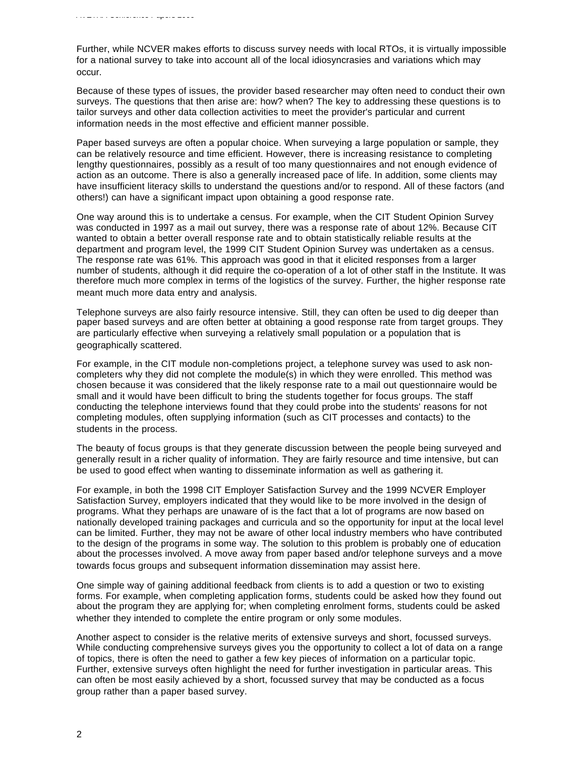Further, while NCVER makes efforts to discuss survey needs with local RTOs, it is virtually impossible for a national survey to take into account all of the local idiosyncrasies and variations which may occur.

Because of these types of issues, the provider based researcher may often need to conduct their own surveys. The questions that then arise are: how? when? The key to addressing these questions is to tailor surveys and other data collection activities to meet the provider's particular and current information needs in the most effective and efficient manner possible.

Paper based surveys are often a popular choice. When surveying a large population or sample, they can be relatively resource and time efficient. However, there is increasing resistance to completing lengthy questionnaires, possibly as a result of too many questionnaires and not enough evidence of action as an outcome. There is also a generally increased pace of life. In addition, some clients may have insufficient literacy skills to understand the questions and/or to respond. All of these factors (and others!) can have a significant impact upon obtaining a good response rate.

One way around this is to undertake a census. For example, when the CIT Student Opinion Survey was conducted in 1997 as a mail out survey, there was a response rate of about 12%. Because CIT wanted to obtain a better overall response rate and to obtain statistically reliable results at the department and program level, the 1999 CIT Student Opinion Survey was undertaken as a census. The response rate was 61%. This approach was good in that it elicited responses from a larger number of students, although it did require the co-operation of a lot of other staff in the Institute. It was therefore much more complex in terms of the logistics of the survey. Further, the higher response rate meant much more data entry and analysis.

Telephone surveys are also fairly resource intensive. Still, they can often be used to dig deeper than paper based surveys and are often better at obtaining a good response rate from target groups. They are particularly effective when surveying a relatively small population or a population that is geographically scattered.

For example, in the CIT module non-completions project, a telephone survey was used to ask non-completers why they did not complete the module(s) in which they were enrolled. This method was chosen because it was considered that the likely response rate to a mail out questionnaire would be small and it would have been difficult to bring the students together for focus groups. The staff conducting the telephone interviews found that they could probe into the students' reasons for not completing modules, often supplying information (such as CIT processes and contacts) to the students in the process.

The beauty of focus groups is that they generate discussion between the people being surveyed and generally result in a richer quality of information. They are fairly resource and time intensive, but can be used to good effect when wanting to disseminate information as well as gathering it.

For example, in both the 1998 CIT Employer Satisfaction Survey and the 1999 NCVER Employer Satisfaction Survey, employers indicated that they would like to be more involved in the design of programs. What they perhaps are unaware of is the fact that a lot of programs are now based on nationally developed training packages and curricula and so the opportunity for input at the local level can be limited. Further, they may not be aware of other local industry members who have contributed to the design of the programs in some way. The solution to this problem is probably one of education about the processes involved. A move away from paper based and/or telephone surveys and a move towards focus groups and subsequent information dissemination may assist here.

One simple way of gaining additional feedback from clients is to add a question or two to existing forms. For example, when completing application forms, students could be asked how they found out about the program they are applying for; when completing enrolment forms, students could be asked whether they intended to complete the entire program or only some modules.

Another aspect to consider is the relative merits of extensive surveys and short, focussed surveys. While conducting comprehensive surveys gives you the opportunity to collect a lot of data on a range of topics, there is often the need to gather a few key pieces of information on a particular topic. Further, extensive surveys often highlight the need for further investigation in particular areas. This can often be most easily achieved by a short, focussed survey that may be conducted as a focus group rather than a paper based survey.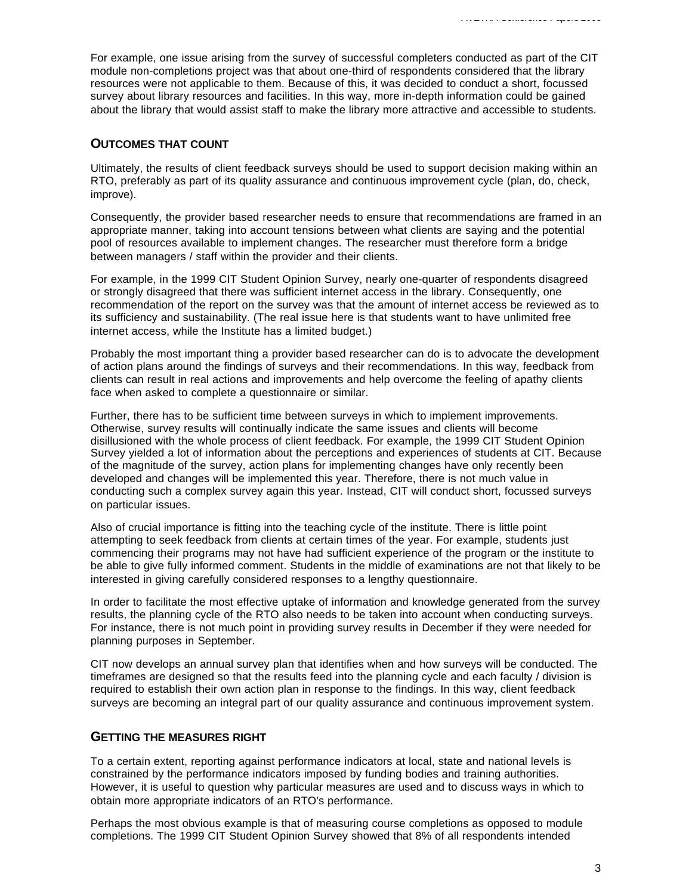For example, one issue arising from the survey of successful completers conducted as part of the CIT module non-completions project was that about one-third of respondents considered that the library resources were not applicable to them. Because of this, it was decided to conduct a short, focussed survey about library resources and facilities. In this way, more in-depth information could be gained about the library that would assist staff to make the library more attractive and accessible to students.

## OUTCOMES THAT COUNT

Ultimately, the results of client feedback surveys should be used to support decision making within an RTO, preferably as part of its quality assurance and continuous improvement cycle (plan, do, check, improve).

Consequently, the provider based researcher needs to ensure that recommendations are framed in an appropriate manner, taking into account tensions between what clients are saying and the potential pool of resources available to implement changes. The researcher must therefore form a bridge between managers / staff within the provider and their clients.

For example, in the 1999 CIT Student Opinion Survey, nearly one-quarter of respondents disagreed or strongly disagreed that there was sufficient internet access in the library. Consequently, one recommendation of the report on the survey was that the amount of internet access be reviewed as to its sufficiency and sustainability. (The real issue here is that students want to have unlimited free internet access, while the Institute has a limited budget.)

Probably the most important thing a provider based researcher can do is to advocate the development of action plans around the findings of surveys and their recommendations. In this way, feedback from clients can result in real actions and improvements and help overcome the feeling of apathy clients face when asked to complete a questionnaire or similar.

Further, there has to be sufficient time between surveys in which to implement improvements. Otherwise, survey results will continually indicate the same issues and clients will become disillusioned with the whole process of client feedback. For example, the 1999 CIT Student Opinion Survey yielded a lot of information about the perceptions and experiences of students at CIT. Because of the magnitude of the survey, action plans for implementing changes have only recently been developed and changes will be implemented this year. Therefore, there is not much value in conducting such a complex survey again this year. Instead, CIT will conduct short, focussed surveys on particular issues.

Also of crucial importance is fitting into the teaching cycle of the institute. There is little point attempting to seek feedback from clients at certain times of the year. For example, students just commencing their programs may not have had sufficient experience of the program or the institute to be able to give fully informed comment. Students in the middle of examinations are not that likely to be interested in giving carefully considered responses to a lengthy questionnaire.

In order to facilitate the most effective uptake of information and knowledge generated from the survey results, the planning cycle of the RTO also needs to be taken into account when conducting surveys. For instance, there is not much point in providing survey results in December if they were needed for planning purposes in September.

CIT now develops an annual survey plan that identifies when and how surveys will be conducted. The timeframes are designed so that the results feed into the planning cycle and each faculty / division is required to establish their own action plan in response to the findings. In this way, client feedback surveys are becoming an integral part of our quality assurance and continuous improvement system.

## GETTING THE MEASURES RIGHT

To a certain extent, reporting against performance indicators at local, state and national levels is constrained by the performance indicators imposed by funding bodies and training authorities. However, it is useful to question why particular measures are used and to discuss ways in which to obtain more appropriate indicators of an RTO's performance.

Perhaps the most obvious example is that of measuring course completions as opposed to module completions. The 1999 CIT Student Opinion Survey showed that 8% of all respondents intended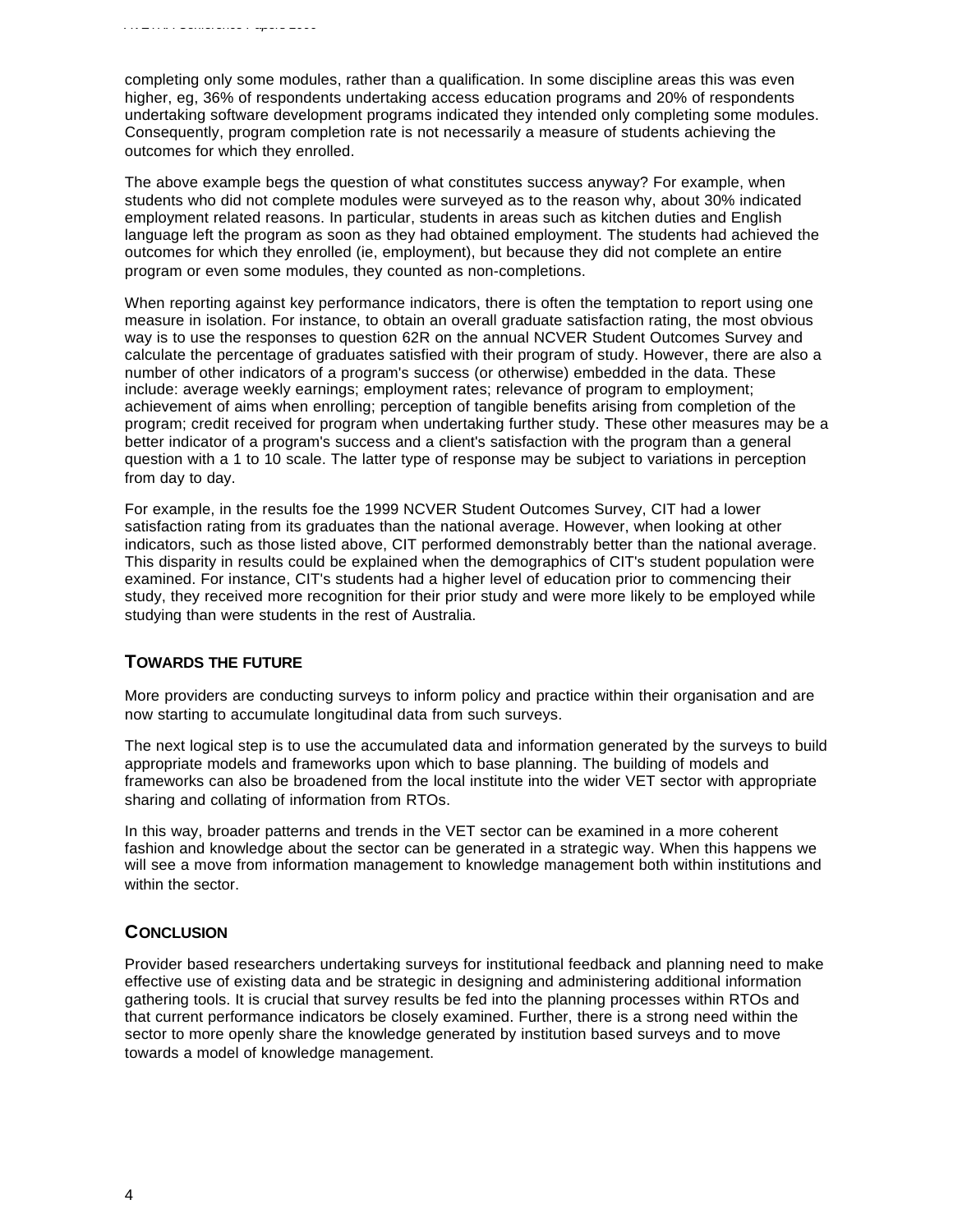completing only some modules, rather than a qualification. In some discipline areas this was even higher, eg, 36% of respondents undertaking access education programs and 20% of respondents undertaking software development programs indicated they intended only completing some modules. Consequently, program completion rate is not necessarily a measure of students achieving the outcomes for which they enrolled.

The above example begs the question of what constitutes success anyway? For example, when students who did not complete modules were surveyed as to the reason why, about 30% indicated employment related reasons. In particular, students in areas such as kitchen duties and English language left the program as soon as they had obtained employment. The students had achieved the outcomes for which they enrolled (ie, employment), but because they did not complete an entire program or even some modules, they counted as non-completions.

When reporting against key performance indicators, there is often the temptation to report using one measure in isolation. For instance, to obtain an overall graduate satisfaction rating, the most obvious way is to use the responses to question 62R on the annual NCVER Student Outcomes Survey and calculate the percentage of graduates satisfied with their program of study. However, there are also a number of other indicators of a program's success (or otherwise) embedded in the data. These include: average weekly earnings; employment rates; relevance of program to employment; achievement of aims when enrolling; perception of tangible benefits arising from completion of the program; credit received for program when undertaking further study. These other measures may be a better indicator of a program's success and a client's satisfaction with the program than a general question with a 1 to 10 scale. The latter type of response may be subject to variations in perception from day to day.

For example, in the results foe the 1999 NCVER Student Outcomes Survey, CIT had a lower satisfaction rating from its graduates than the national average. However, when looking at other indicators, such as those listed above, CIT performed demonstrably better than the national average. This disparity in results could be explained when the demographics of CIT's student population were examined. For instance, CIT's students had a higher level of education prior to commencing their study, they received more recognition for their prior study and were more likely to be employed while studying than were students in the rest of Australia.

## Towards the future

More providers are conducting surveys to inform policy and practice within their organisation and are now starting to accumulate longitudinal data from such surveys.

The next logical step is to use the accumulated data and information generated by the surveys to build appropriate models and frameworks upon which to base planning. The building of models and frameworks can also be broadened from the local institute into the wider VET sector with appropriate sharing and collating of information from RTOs.

In this way, broader patterns and trends in the VET sector can be examined in a more coherent fashion and knowledge about the sector can be generated in a strategic way. When this happens we will see a move from information management to knowledge management both within institutions and within the sector.

## Conclusion

Provider based researchers undertaking surveys for institutional feedback and planning need to make effective use of existing data and be strategic in designing and administering additional information gathering tools. It is crucial that survey results be fed into the planning processes within RTOs and that current performance indicators be closely examined. Further, there is a strong need within the sector to more openly share the knowledge generated by institution based surveys and to move towards a model of knowledge management.